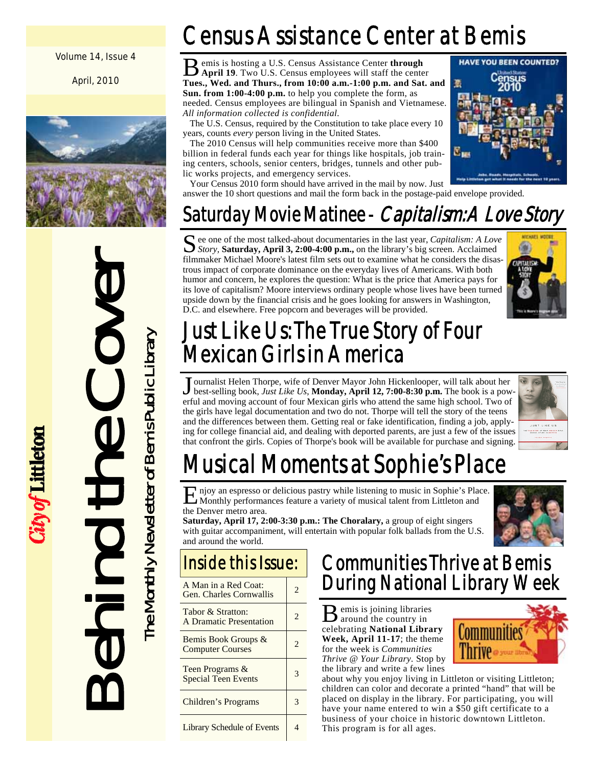Volume 14, Issue 4

April, 2010

# Behind the Cover

The Monthly Newsletter of Bemis Public Library

*City of* **Littleton**

## Census Assistance Center at Bemis

Bemis is hosting a U.S. Census Assistance Center **through April 19**. Two U.S. Census employees will staff the center **Tues., Wed. and Thurs., from 10:00 a.m.-1:00 p.m. and Sat. and Sun. from 1:00-4:00 p.m.** to help you complete the form, as needed. Census employees are bilingual in Spanish and Vietnamese. *All information collected is confidential*.

The U.S. Census, required by the Constitution to take place every 10 years, counts *every* person living in the United States.

The 2010 Census will help communities receive more than $400 billion in federal funds each year for things like hospitals, job training centers, schools, senior centers, bridges, tunnels and other public works projects, and emergency services.

Your Census 2010 form should have arrived in the mail by now. Just answer the 10 short questions and mail the form back in the postage-paid envelope provided.

## Saturday Movie Matinee - *Capitalism: A Love Story*

See one of the most talked-about documentaries in the last year, *Capitalism: A Love Story*, **Saturday, April 3, 2:00-4:00 p.m.,** on the library's big screen. Acclaimed filmmaker Michael Moore's latest film sets out to examine what he considers the disastrous impact of corporate dominance on the everyday lives of Americans. With both humor and concern, he explores the question: What is the price that America pays for its love of capitalism? Moore interviews ordinary people whose lives have been turned upside down by the financial crisis and he goes looking for answers in Washington, D.C. and elsewhere. Free popcorn and beverages will be provided.

## Just Like Us: The True Story of Four Mexican Girls in America

Journalist Helen Thorpe, wife of Denver Mayor John Hickenlooper, will talk about her best-selling book, *Just Like Us*, **Monday, April 12, 7:00-8:30 p.m.** The book is a powerful and moving account of four Mexican girls who attend the same high school. Two of the girls have legal documentation and two do not. Thorpe will tell the story of the teens and the differences between them. Getting real or fake identification, finding a job, applying for college financial aid, and dealing with deported parents, are just a few of the issues that confront the girls. Copies of Thorpe's book will be available for purchase and signing.

## Musical Moments at Sophie's Place

Enjoy an espresso or delicious pastry while listening to music in Sophie's Place. Monthly performances feature a variety of musical talent from Littleton and the Denver metro area.

**Saturday, April 17, 2:00-3:30 p.m.: The Choralary,** a group of eight singers with guitar accompaniment, will entertain with popular folk ballads from the U.S. and around the world.

## Inside this Issue:

| | |
|---|---|
| A Man in a Red Coat: Gen. Charles Cornwallis | 2 |
| Tabor & Stratton: A Dramatic Presentation | 2 |
| Bemis Book Groups & Computer Courses | 2 |
| Teen Programs & Special Teen Events | 3 |
| Children's Programs | 3 |
| Library Schedule of Events | 4 |

## Communities Thrive at Bemis During National Library Week

Bemis is joining libraries around the country in celebrating **National Library Week, April 11-17**; the theme for the week is *Communities Thrive @ Your Library*. Stop by the library and write a few lines about why you enjoy living in Littleton or visiting Littleton; children can color and decorate a printed "hand" that will be placed on display in the library. For participating, you will have your name entered to win a $50 gift certificate to a business of your choice in historic downtown Littleton. This program is for all ages.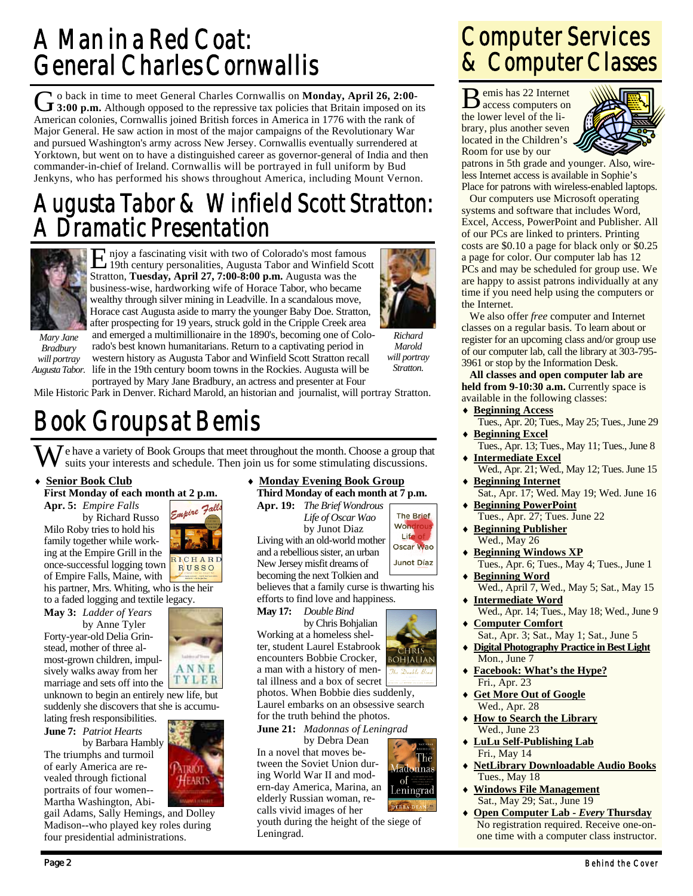# A Man in a Red Coat: General Charles Cornwallis

Go back in time to meet General Charles Cornwallis on **Monday, April 26, 2:00-3:00 p.m.** Although opposed to the repressive tax policies that Britain imposed on its American colonies, Cornwallis joined British forces in America in 1776 with the rank of Major General. He saw action in most of the major campaigns of the Revolutionary War and pursued Washington's army across New Jersey. Cornwallis eventually surrendered at Yorktown, but went on to have a distinguished career as governor-general of India and then commander-in-chief of Ireland. Cornwallis will be portrayed in full uniform by Bud Jenkyns, who has performed his shows throughout America, including Mount Vernon.

# Augusta Tabor & Winfield Scott Stratton: A Dramatic Presentation

Enjoy a fascinating visit with two of Colorado's most famous 19th century personalities, Augusta Tabor and Winfield Scott Stratton, **Tuesday, April 27, 7:00-8:00 p.m.** Augusta was the business-wise, hardworking wife of Horace Tabor, who became wealthy through silver mining in Leadville. In a scandalous move, Horace cast Augusta aside to marry the younger Baby Doe. Stratton, after prospecting for 19 years, struck gold in the Cripple Creek area and emerged a multimillionaire in the 1890's, becoming one of Colorado's best known humanitarians. Return to a captivating period in western history as Augusta Tabor and Winfield Scott Stratton recall life in the 19th century boom towns in the Rockies. Augusta will be portrayed by Mary Jane Bradbury, an actress and presenter at Four Mile Historic Park in Denver. Richard Marold, an historian and journalist, will portray Stratton.

*Mary Jane Bradbury will portray Augusta Tabor.*

*Richard Marold will portray Stratton.*

# Book Groups at Bemis

We have a variety of Book Groups that meet throughout the month. Choose a group that suits your interests and schedule. Then join us for some stimulating discussions.

- **Senior Book Club**
  **First Monday of each month at 2 p.m.**

  **Apr. 5:** *Empire Falls* by Richard Russo
  Milo Roby tries to hold his family together while working at the Empire Grill in the once-successful logging town of Empire Falls, Maine, with his partner, Mrs. Whiting, who is the heir to a faded logging and textile legacy.

  **May 3:** *Ladder of Years* by Anne Tyler
  Forty-year-old Delia Grinstead, mother of three almost-grown children, impulsively walks away from her marriage and sets off into the unknown to begin an entirely new life, but suddenly she discovers that she is accumulating fresh responsibilities.

  **June 7:** *Patriot Hearts* by Barbara Hambly
  The triumphs and turmoil of early America are revealed through fictional portraits of four women--Martha Washington, Abigail Adams, Sally Hemings, and Dolley Madison--who played key roles during four presidential administrations.

- **Monday Evening Book Group**
  **Third Monday of each month at 7 p.m.**

  **Apr. 19:** *The Brief Wondrous Life of Oscar Wao* by Junot Diaz
  Living with an old-world mother and a rebellious sister, an urban New Jersey misfit dreams of becoming the next Tolkien and believes that a family curse is thwarting his efforts to find love and happiness.

  **May 17:** *Double Bind* by Chris Bohjalian
  Working at a homeless shelter, student Laurel Estabrook encounters Bobbie Crocker, a man with a history of mental illness and a box of secret photos. When Bobbie dies suddenly, Laurel embarks on an obsessive search for the truth behind the photos.

  **June 21:** *Madonnas of Leningrad* by Debra Dean
  In a novel that moves between the Soviet Union during World War II and modern-day America, Marina, an elderly Russian woman, recalls vivid images of her youth during the height of the siege of Leningrad.

# Computer Services & Computer Classes

Bemis has 22 Internet access computers on the lower level of the library, plus another seven located in the Children's Room for use by our patrons in 5th grade and younger. Also, wireless Internet access is available in Sophie's Place for patrons with wireless-enabled laptops.

Our computers use Microsoft operating systems and software that includes Word, Excel, Access, PowerPoint and Publisher. All of our PCs are linked to printers. Printing costs are $0.10 a page for black only or $0.25 a page for color. Our computer lab has 12 PCs and may be scheduled for group use. We are happy to assist patrons individually at any time if you need help using the computers or the Internet.

We also offer *free* computer and Internet classes on a regular basis. To learn about or register for an upcoming class and/or group use of our computer lab, call the library at 303-795-3961 or stop by the Information Desk.

**All classes and open computer lab are held from 9-10:30 a.m.** Currently space is available in the following classes:

- **Beginning Access**
  Tues., Apr. 20; Tues., May 25; Tues., June 29
- **Beginning Excel**
  Tues., Apr. 13; Tues., May 11; Tues., June 8
- **Intermediate Excel**
  Wed., Apr. 21; Wed., May 12; Tues. June 15
- **Beginning Internet**
  Sat., Apr. 17; Wed. May 19; Wed. June 16
- **Beginning PowerPoint**
  Tues., Apr. 27; Tues. June 22
- **Beginning Publisher**
  Wed., May 26
- **Beginning Windows XP**
  Tues., Apr. 6; Tues., May 4; Tues., June 1
- **Beginning Word**
  Wed., April 7, Wed., May 5; Sat., May 15
- **Intermediate Word**
  Wed., Apr. 14; Tues., May 18; Wed., June 9
- **Computer Comfort**
  Sat., Apr. 3; Sat., May 1; Sat., June 5
- **Digital Photography Practice in Best Light**
  Mon., June 7
- **Facebook: What's the Hype?**
  Fri., Apr. 23
- **Get More Out of Google**
  Wed., Apr. 28
- **How to Search the Library**
  Wed., June 23
- **LuLu Self-Publishing Lab**
  Fri., May 14
- **NetLibrary Downloadable Audio Books**
  Tues., May 18
- **Windows File Management**
  Sat., May 29; Sat., June 19
- **Open Computer Lab - *Every* Thursday**
  No registration required. Receive one-on-one time with a computer class instructor.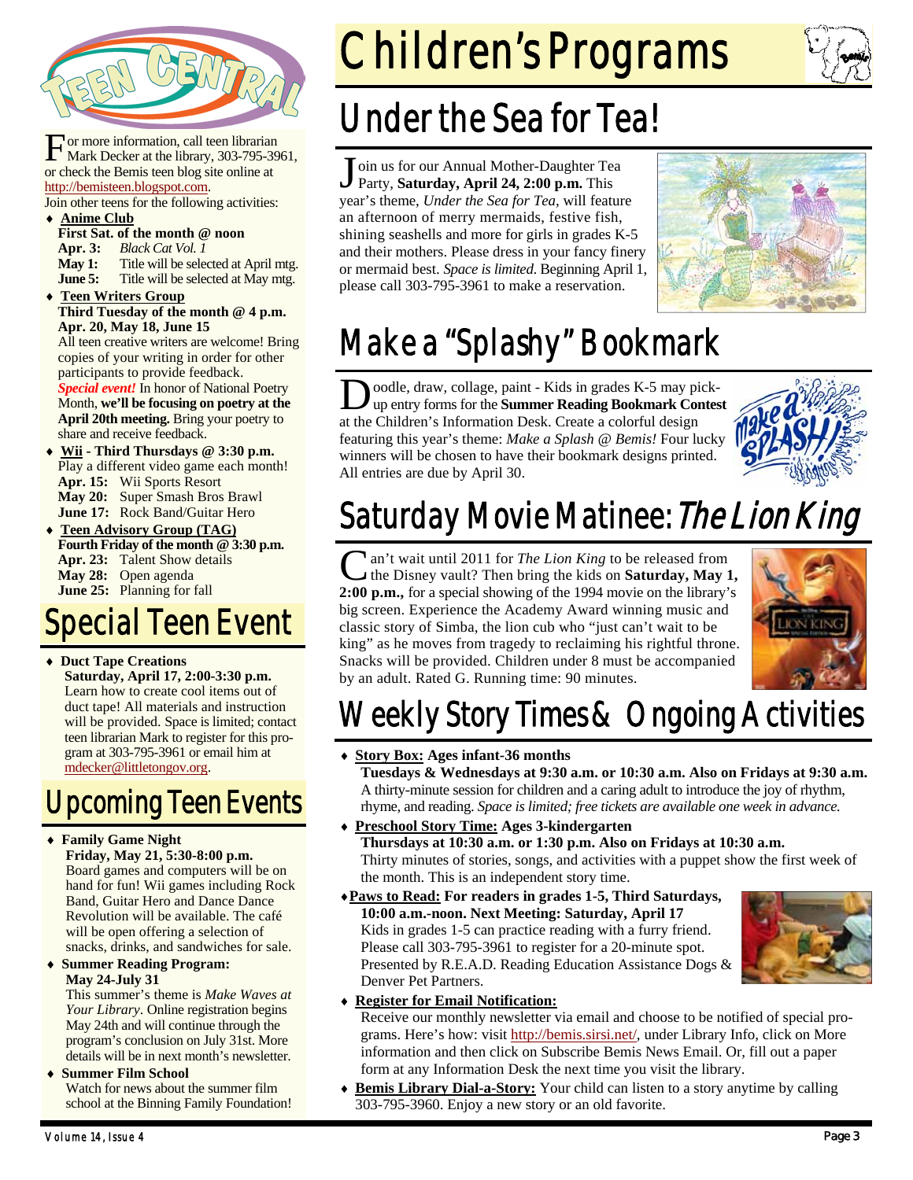# Teen Central

For more information, call teen librarian Mark Decker at the library, 303-795-3961, or check the Bemis teen blog site online at http://bemisteen.blogspot.com.

Join other teens for the following activities:

- **Anime Club**
  **First Sat. of the month @ noon**
  **Apr. 3:** *Black Cat Vol. 1*
  **May 1:** Title will be selected at April mtg.
  **June 5:** Title will be selected at May mtg.
- **Teen Writers Group**
  **Third Tuesday of the month @ 4 p.m.**
  **Apr. 20, May 18, June 15**
  All teen creative writers are welcome! Bring copies of your writing in order for other participants to provide feedback.
  ***Special event!*** In honor of National Poetry Month, **we'll be focusing on poetry at the April 20th meeting.** Bring your poetry to share and receive feedback.
- **Wii - Third Thursdays @ 3:30 p.m.**
  Play a different video game each month!
  **Apr. 15:** Wii Sports Resort
  **May 20:** Super Smash Bros Brawl
  **June 17:** Rock Band/Guitar Hero
- **Teen Advisory Group (TAG)**
  **Fourth Friday of the month @ 3:30 p.m.**
  **Apr. 23:** Talent Show details
  **May 28:** Open agenda
  **June 25:** Planning for fall

## Special Teen Event

- **Duct Tape Creations**
  **Saturday, April 17, 2:00-3:30 p.m.**
  Learn how to create cool items out of duct tape! All materials and instruction will be provided. Space is limited; contact teen librarian Mark to register for this program at 303-795-3961 or email him at mdecker@littletongov.org.

## Upcoming Teen Events

- **Family Game Night**
  **Friday, May 21, 5:30-8:00 p.m.**
  Board games and computers will be on hand for fun! Wii games including Rock Band, Guitar Hero and Dance Dance Revolution will be available. The café will be open offering a selection of snacks, drinks, and sandwiches for sale.
- **Summer Reading Program:**
  **May 24-July 31**
  This summer's theme is *Make Waves at Your Library*. Online registration begins May 24th and will continue through the program's conclusion on July 31st. More details will be in next month's newsletter.
- **Summer Film School**
  Watch for news about the summer film school at the Binning Family Foundation!

# Children's Programs

## Under the Sea for Tea!

Join us for our Annual Mother-Daughter Tea Party, **Saturday, April 24, 2:00 p.m.** This year's theme, *Under the Sea for Tea*, will feature an afternoon of merry mermaids, festive fish, shining seashells and more for girls in grades K-5 and their mothers. Please dress in your fancy finery or mermaid best. *Space is limited*. Beginning April 1, please call 303-795-3961 to make a reservation.

## Make a "Splashy" Bookmark

Doodle, draw, collage, paint - Kids in grades K-5 may pick-up entry forms for the **Summer Reading Bookmark Contest** at the Children's Information Desk. Create a colorful design featuring this year's theme: *Make a Splash @ Bemis!* Four lucky winners will be chosen to have their bookmark designs printed. All entries are due by April 30.

## Saturday Movie Matinee: *The Lion King*

Can't wait until 2011 for *The Lion King* to be released from the Disney vault? Then bring the kids on **Saturday, May 1, 2:00 p.m.,** for a special showing of the 1994 movie on the library's big screen. Experience the Academy Award winning music and classic story of Simba, the lion cub who "just can't wait to be king" as he moves from tragedy to reclaiming his rightful throne. Snacks will be provided. Children under 8 must be accompanied by an adult. Rated G. Running time: 90 minutes.

## Weekly Story Times & Ongoing Activities

- **Story Box: Ages infant-36 months**
  **Tuesdays & Wednesdays at 9:30 a.m. or 10:30 a.m. Also on Fridays at 9:30 a.m.**
  A thirty-minute session for children and a caring adult to introduce the joy of rhythm, rhyme, and reading. *Space is limited; free tickets are available one week in advance.*
- **Preschool Story Time: Ages 3-kindergarten**
  **Thursdays at 10:30 a.m. or 1:30 p.m. Also on Fridays at 10:30 a.m.**
  Thirty minutes of stories, songs, and activities with a puppet show the first week of the month. This is an independent story time.
- **Paws to Read: For readers in grades 1-5, Third Saturdays, 10:00 a.m.-noon. Next Meeting: Saturday, April 17**
  Kids in grades 1-5 can practice reading with a furry friend. Please call 303-795-3961 to register for a 20-minute spot. Presented by R.E.A.D. Reading Education Assistance Dogs & Denver Pet Partners.
- **Register for Email Notification:**
  Receive our monthly newsletter via email and choose to be notified of special programs. Here's how: visit http://bemis.sirsi.net/, under Library Info, click on More information and then click on Subscribe Bemis News Email. Or, fill out a paper form at any Information Desk the next time you visit the library.
- **Bemis Library Dial-a-Story:** Your child can listen to a story anytime by calling 303-795-3960. Enjoy a new story or an old favorite.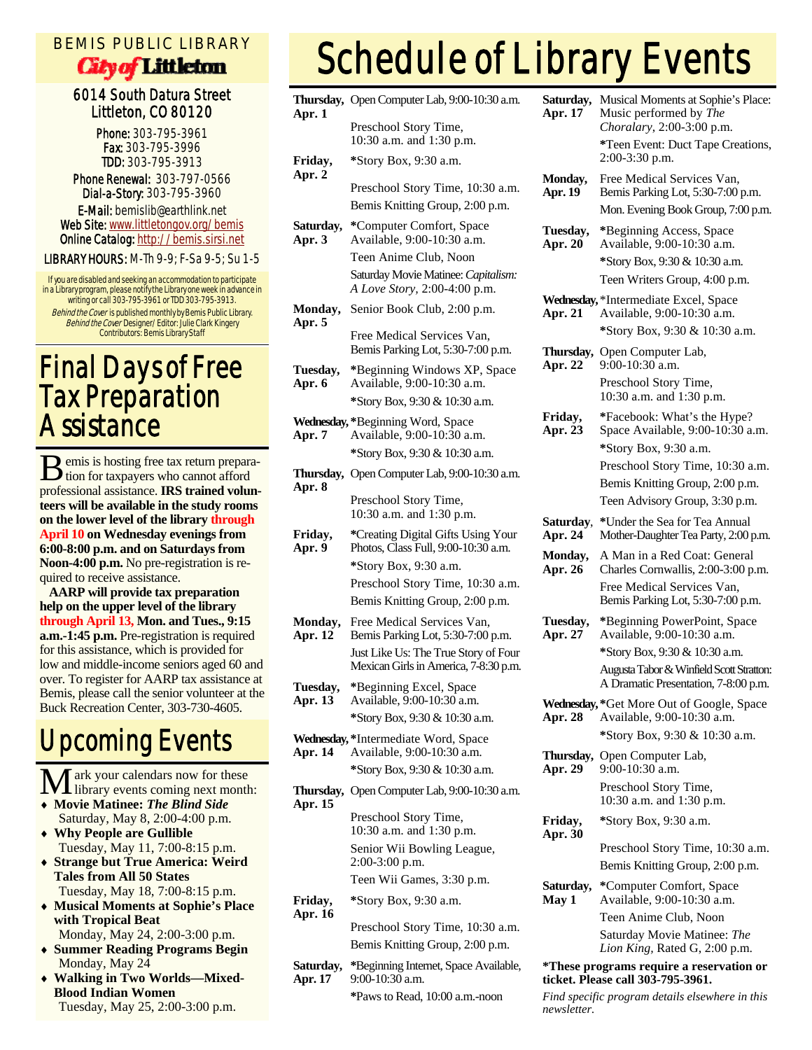BEMIS PUBLIC LIBRARY

City of Littleton

6014 South Datura Street
Littleton, CO 80120

Phone: 303-795-3961
Fax: 303-795-3996
TDD: 303-795-3913
Phone Renewal: 303-797-0566
Dial-a-Story: 303-795-3960
E-Mail: bemislib@earthlink.net
Web Site: www.littletongov.org/bemis
Online Catalog: http://bemis.sirsi.net

LIBRARY HOURS: M-Th 9-9; F-Sa 9-5; Su 1-5

If you are disabled and seeking an accommodation to participate in a Library program, please notify the Library one week in advance in writing or call 303-795-3961 or TDD 303-795-3913.

*Behind the Cover* is published monthly by Bemis Public Library.
*Behind the Cover* Designer/Editor: Julie Clark Kingery
Contributors: Bemis Library Staff

## Final Days of Free Tax Preparation Assistance

Bemis is hosting free tax return preparation for taxpayers who cannot afford professional assistance. **IRS trained volunteers will be available in the study rooms on the lower level of the library through April 10 on Wednesday evenings from 6:00-8:00 p.m. and on Saturdays from Noon-4:00 p.m.** No pre-registration is required to receive assistance.

**AARP will provide tax preparation help on the upper level of the library through April 13, Mon. and Tues., 9:15 a.m.-1:45 p.m.** Pre-registration is required for this assistance, which is provided for low and middle-income seniors aged 60 and over. To register for AARP tax assistance at Bemis, please call the senior volunteer at the Buck Recreation Center, 303-730-4605.

## Upcoming Events

Mark your calendars now for these library events coming next month:

- **Movie Matinee: *The Blind Side***
  Saturday, May 8, 2:00-4:00 p.m.
- **Why People are Gullible**
  Tuesday, May 11, 7:00-8:15 p.m.
- **Strange but True America: Weird Tales from All 50 States**
  Tuesday, May 18, 7:00-8:15 p.m.
- **Musical Moments at Sophie's Place with Tropical Beat**
  Monday, May 24, 2:00-3:00 p.m.
- **Summer Reading Programs Begin**
  Monday, May 24
- **Walking in Two Worlds—Mixed-Blood Indian Women**
  Tuesday, May 25, 2:00-3:00 p.m.

# Schedule of Library Events

**Thursday, Apr. 1**
- Open Computer Lab, 9:00-10:30 a.m.
- Preschool Story Time, 10:30 a.m. and 1:30 p.m.

**Friday, Apr. 2**
- *Story Box, 9:30 a.m.
- Preschool Story Time, 10:30 a.m.
- Bemis Knitting Group, 2:00 p.m.

**Saturday, Apr. 3**
- *Computer Comfort, Space Available, 9:00-10:30 a.m.
- Teen Anime Club, Noon
- Saturday Movie Matinee: *Capitalism: A Love Story*, 2:00-4:00 p.m.

**Monday, Apr. 5**
- Senior Book Club, 2:00 p.m.
- Free Medical Services Van, Bemis Parking Lot, 5:30-7:00 p.m.

**Tuesday, Apr. 6**
- *Beginning Windows XP, Space Available, 9:00-10:30 a.m.
- *Story Box, 9:30 & 10:30 a.m.

**Wednesday, Apr. 7**
- *Beginning Word, Space Available, 9:00-10:30 a.m.
- *Story Box, 9:30 & 10:30 a.m.

**Thursday, Apr. 8**
- Open Computer Lab, 9:00-10:30 a.m.
- Preschool Story Time, 10:30 a.m. and 1:30 p.m.

**Friday, Apr. 9**
- *Creating Digital Gifts Using Your Photos, Class Full, 9:00-10:30 a.m.
- *Story Box, 9:30 a.m.
- Preschool Story Time, 10:30 a.m.
- Bemis Knitting Group, 2:00 p.m.

**Monday, Apr. 12**
- Free Medical Services Van, Bemis Parking Lot, 5:30-7:00 p.m.
- Just Like Us: The True Story of Four Mexican Girls in America, 7-8:30 p.m.

**Tuesday, Apr. 13**
- *Beginning Excel, Space Available, 9:00-10:30 a.m.
- *Story Box, 9:30 & 10:30 a.m.

**Wednesday, Apr. 14**
- *Intermediate Word, Space Available, 9:00-10:30 a.m.
- *Story Box, 9:30 & 10:30 a.m.

**Thursday, Apr. 15**
- Open Computer Lab, 9:00-10:30 a.m.
- Preschool Story Time, 10:30 a.m. and 1:30 p.m.
- Senior Wii Bowling League, 2:00-3:00 p.m.
- Teen Wii Games, 3:30 p.m.

**Friday, Apr. 16**
- *Story Box, 9:30 a.m.
- Preschool Story Time, 10:30 a.m.
- Bemis Knitting Group, 2:00 p.m.

**Saturday, Apr. 17**
- *Beginning Internet, Space Available, 9:00-10:30 a.m.
- *Paws to Read, 10:00 a.m.-noon
- Musical Moments at Sophie's Place: Music performed by *The Choralary*, 2:00-3:00 p.m.
- *Teen Event: Duct Tape Creations, 2:00-3:30 p.m.

**Monday, Apr. 19**
- Free Medical Services Van, Bemis Parking Lot, 5:30-7:00 p.m.
- Mon. Evening Book Group, 7:00 p.m.

**Tuesday, Apr. 20**
- *Beginning Access, Space Available, 9:00-10:30 a.m.
- *Story Box, 9:30 & 10:30 a.m.
- Teen Writers Group, 4:00 p.m.

**Wednesday, Apr. 21**
- *Intermediate Excel, Space Available, 9:00-10:30 a.m.
- *Story Box, 9:30 & 10:30 a.m.

**Thursday, Apr. 22**
- Open Computer Lab, 9:00-10:30 a.m.
- Preschool Story Time, 10:30 a.m. and 1:30 p.m.

**Friday, Apr. 23**
- *Facebook: What's the Hype? Space Available, 9:00-10:30 a.m.
- *Story Box, 9:30 a.m.
- Preschool Story Time, 10:30 a.m.
- Bemis Knitting Group, 2:00 p.m.
- Teen Advisory Group, 3:30 p.m.

**Saturday, Apr. 24**
- *Under the Sea for Tea Annual Mother-Daughter Tea Party, 2:00 p.m.

**Monday, Apr. 26**
- A Man in a Red Coat: General Charles Cornwallis, 2:00-3:00 p.m.
- Free Medical Services Van, Bemis Parking Lot, 5:30-7:00 p.m.

**Tuesday, Apr. 27**
- *Beginning PowerPoint, Space Available, 9:00-10:30 a.m.
- *Story Box, 9:30 & 10:30 a.m.
- Augusta Tabor & Winfield Scott Stratton: A Dramatic Presentation, 7-8:00 p.m.

**Wednesday, Apr. 28**
- *Get More Out of Google, Space Available, 9:00-10:30 a.m.
- *Story Box, 9:30 & 10:30 a.m.

**Thursday, Apr. 29**
- Open Computer Lab, 9:00-10:30 a.m.
- Preschool Story Time, 10:30 a.m. and 1:30 p.m.

**Friday, Apr. 30**
- *Story Box, 9:30 a.m.
- Preschool Story Time, 10:30 a.m.
- Bemis Knitting Group, 2:00 p.m.

**Saturday, May 1**
- *Computer Comfort, Space Available, 9:00-10:30 a.m.
- Teen Anime Club, Noon
- Saturday Movie Matinee: *The Lion King*, Rated G, 2:00 p.m.

**\*These programs require a reservation or ticket. Please call 303-795-3961.**

*Find specific program details elsewhere in this newsletter.*